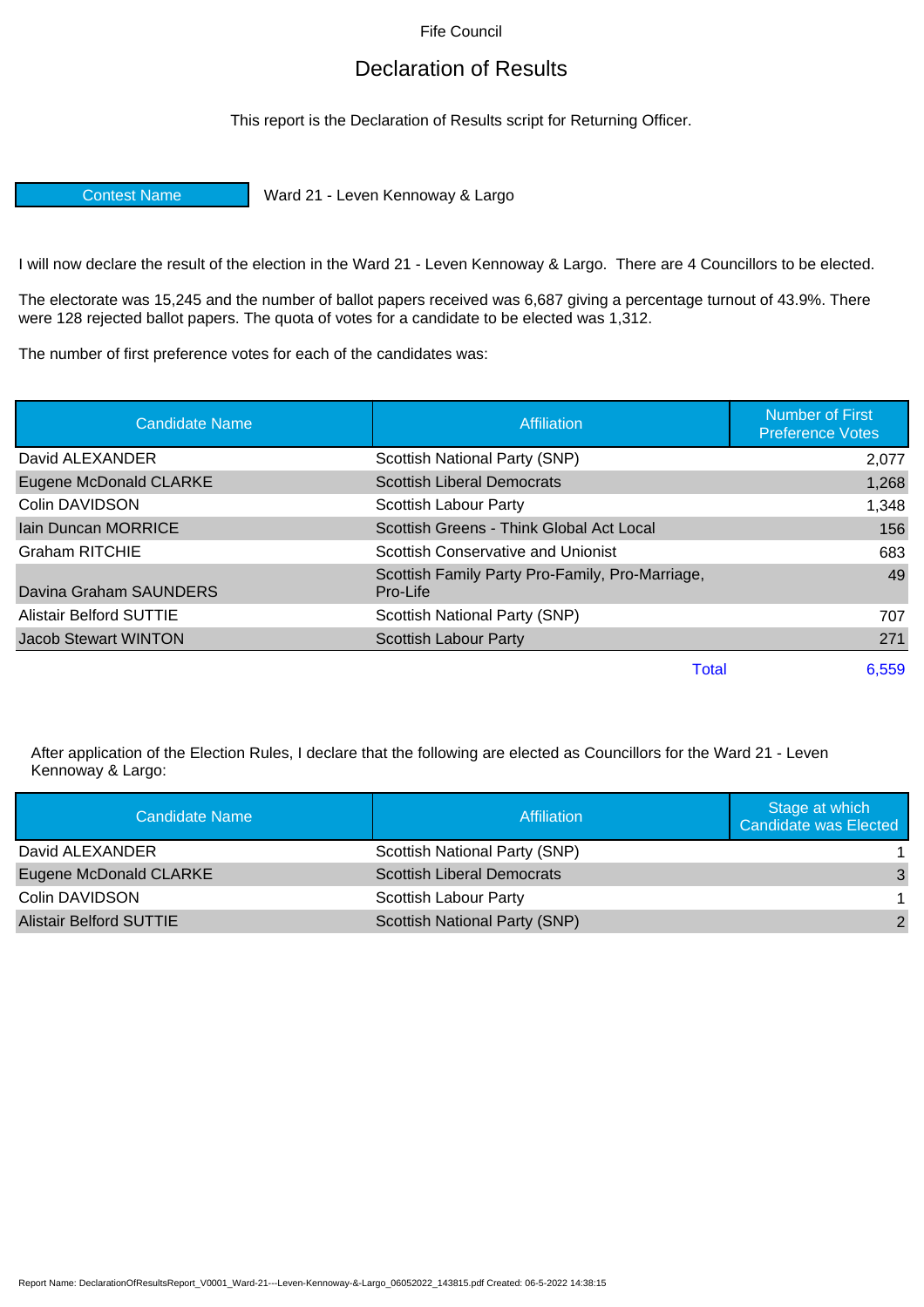Fife Council

# Declaration of Results

This report is the Declaration of Results script for Returning Officer.

| Contest Name | Ward 21 - Leven Kennoway & Largo |
|---|---|

I will now declare the result of the election in the Ward 21 - Leven Kennoway & Largo. There are 4 Councillors to be elected.

The electorate was 15,245 and the number of ballot papers received was 6,687 giving a percentage turnout of 43.9%. There were 128 rejected ballot papers. The quota of votes for a candidate to be elected was 1,312.

The number of first preference votes for each of the candidates was:

| Candidate Name | Affiliation | Number of First Preference Votes |
|---|---|---|
| David ALEXANDER | Scottish National Party (SNP) | 2,077 |
| Eugene McDonald CLARKE | Scottish Liberal Democrats | 1,268 |
| Colin DAVIDSON | Scottish Labour Party | 1,348 |
| Iain Duncan MORRICE | Scottish Greens - Think Global Act Local | 156 |
| Graham RITCHIE | Scottish Conservative and Unionist | 683 |
| Davina Graham SAUNDERS | Scottish Family Party Pro-Family, Pro-Marriage, Pro-Life | 49 |
| Alistair Belford SUTTIE | Scottish National Party (SNP) | 707 |
| Jacob Stewart WINTON | Scottish Labour Party | 271 |
| | Total | 6,559 |

After application of the Election Rules, I declare that the following are elected as Councillors for the Ward 21 - Leven Kennoway & Largo:

| Candidate Name | Affiliation | Stage at which Candidate was Elected |
|---|---|---|
| David ALEXANDER | Scottish National Party (SNP) | 1 |
| Eugene McDonald CLARKE | Scottish Liberal Democrats | 3 |
| Colin DAVIDSON | Scottish Labour Party | 1 |
| Alistair Belford SUTTIE | Scottish National Party (SNP) | 2 |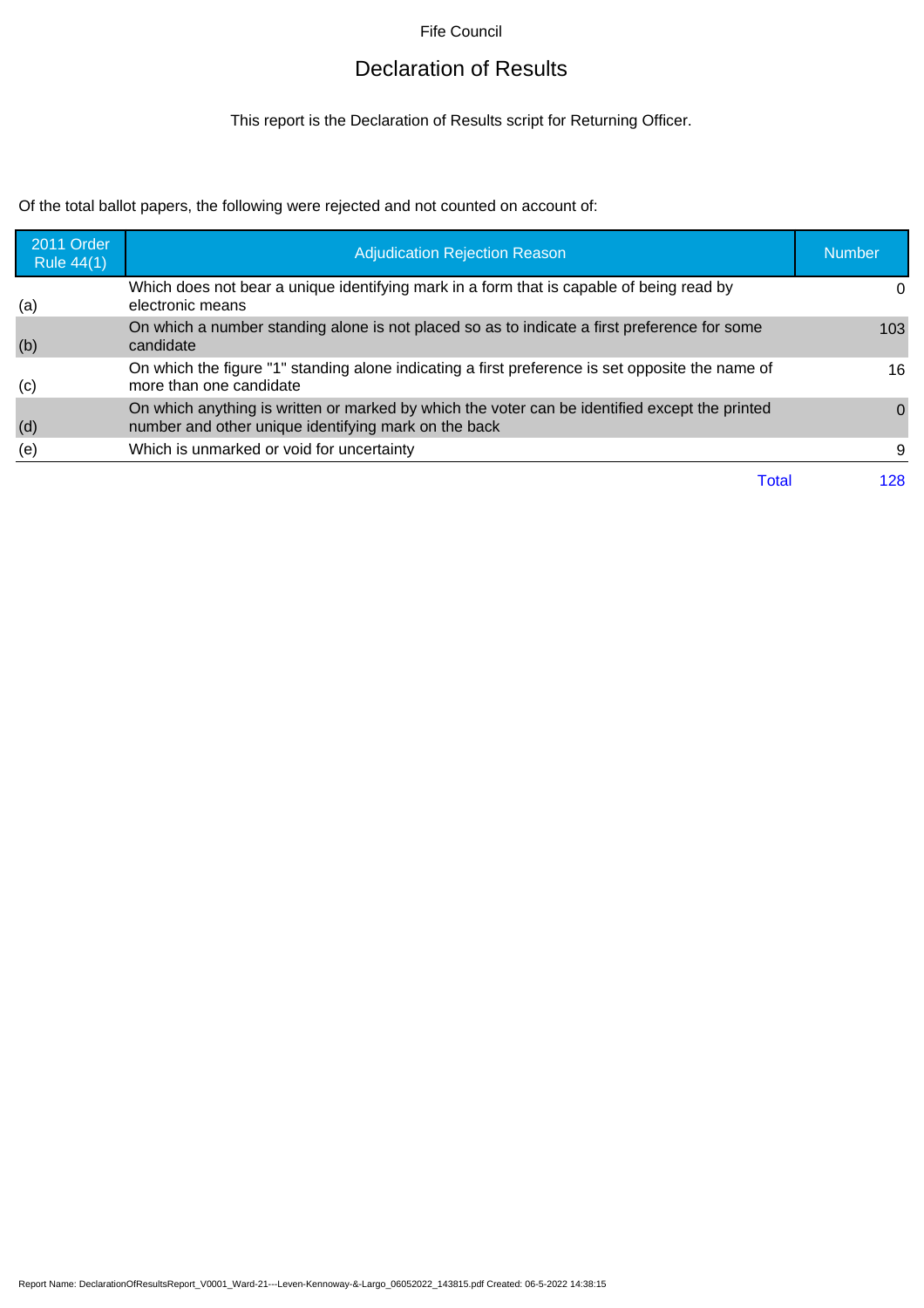Fife Council

# Declaration of Results

This report is the Declaration of Results script for Returning Officer.

Of the total ballot papers, the following were rejected and not counted on account of:

| 2011 Order Rule 44(1) | Adjudication Rejection Reason | Number |
|---|---|---|
| (a) | Which does not bear a unique identifying mark in a form that is capable of being read by electronic means | 0 |
| (b) | On which a number standing alone is not placed so as to indicate a first preference for some candidate | 103 |
| (c) | On which the figure "1" standing alone indicating a first preference is set opposite the name of more than one candidate | 16 |
| (d) | On which anything is written or marked by which the voter can be identified except the printed number and other unique identifying mark on the back | 0 |
| (e) | Which is unmarked or void for uncertainty | 9 |
| | Total | 128 |

Report Name: DeclarationOfResultsReport_V0001_Ward-21---Leven-Kennoway-&-Largo_06052022_143815.pdf Created: 06-5-2022 14:38:15